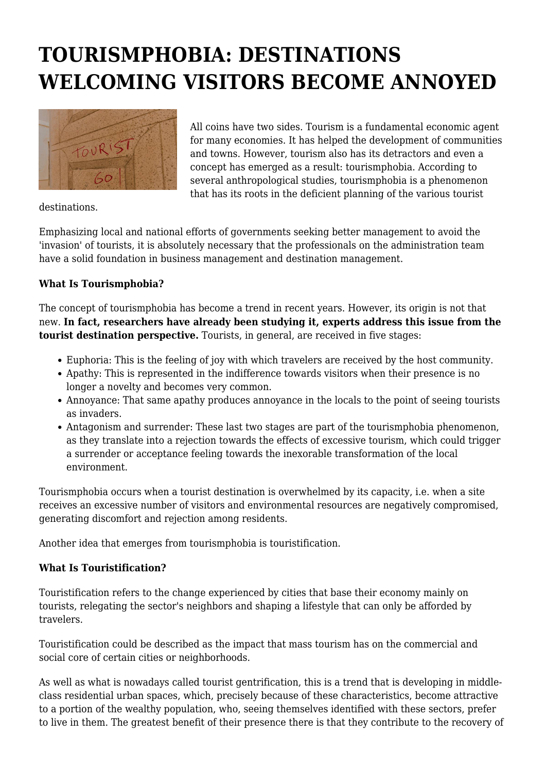# TOURISMPHOBIA: DESTINATIONS WELCOMING VISITORS BECOME ANNOYED

All coins have two sides. Tourism is a fundamental economic agent for many economies. It has helped the development of communities and towns. However, tourism also has its detractors and even a concept has emerged as a result: tourismphobia. According to several anthropological studies, tourismphobia is a phenomenon that has its roots in the deficient planning of the various tourist destinations.

Emphasizing local and national efforts of governments seeking better management to avoid the 'invasion' of tourists, it is absolutely necessary that the professionals on the administration team have a solid foundation in business management and destination management.

**What Is Tourismphobia?**

The concept of tourismphobia has become a trend in recent years. However, its origin is not that new. **In fact, researchers have already been studying it, experts address this issue from the tourist destination perspective.** Tourists, in general, are received in five stages:

- Euphoria: This is the feeling of joy with which travelers are received by the host community.
- Apathy: This is represented in the indifference towards visitors when their presence is no longer a novelty and becomes very common.
- Annoyance: That same apathy produces annoyance in the locals to the point of seeing tourists as invaders.
- Antagonism and surrender: These last two stages are part of the tourismphobia phenomenon, as they translate into a rejection towards the effects of excessive tourism, which could trigger a surrender or acceptance feeling towards the inexorable transformation of the local environment.

Tourismphobia occurs when a tourist destination is overwhelmed by its capacity, i.e. when a site receives an excessive number of visitors and environmental resources are negatively compromised, generating discomfort and rejection among residents.

Another idea that emerges from tourismphobia is touristification.

**What Is Touristification?**

Touristification refers to the change experienced by cities that base their economy mainly on tourists, relegating the sector's neighbors and shaping a lifestyle that can only be afforded by travelers.

Touristification could be described as the impact that mass tourism has on the commercial and social core of certain cities or neighborhoods.

As well as what is nowadays called tourist gentrification, this is a trend that is developing in middle-class residential urban spaces, which, precisely because of these characteristics, become attractive to a portion of the wealthy population, who, seeing themselves identified with these sectors, prefer to live in them. The greatest benefit of their presence there is that they contribute to the recovery of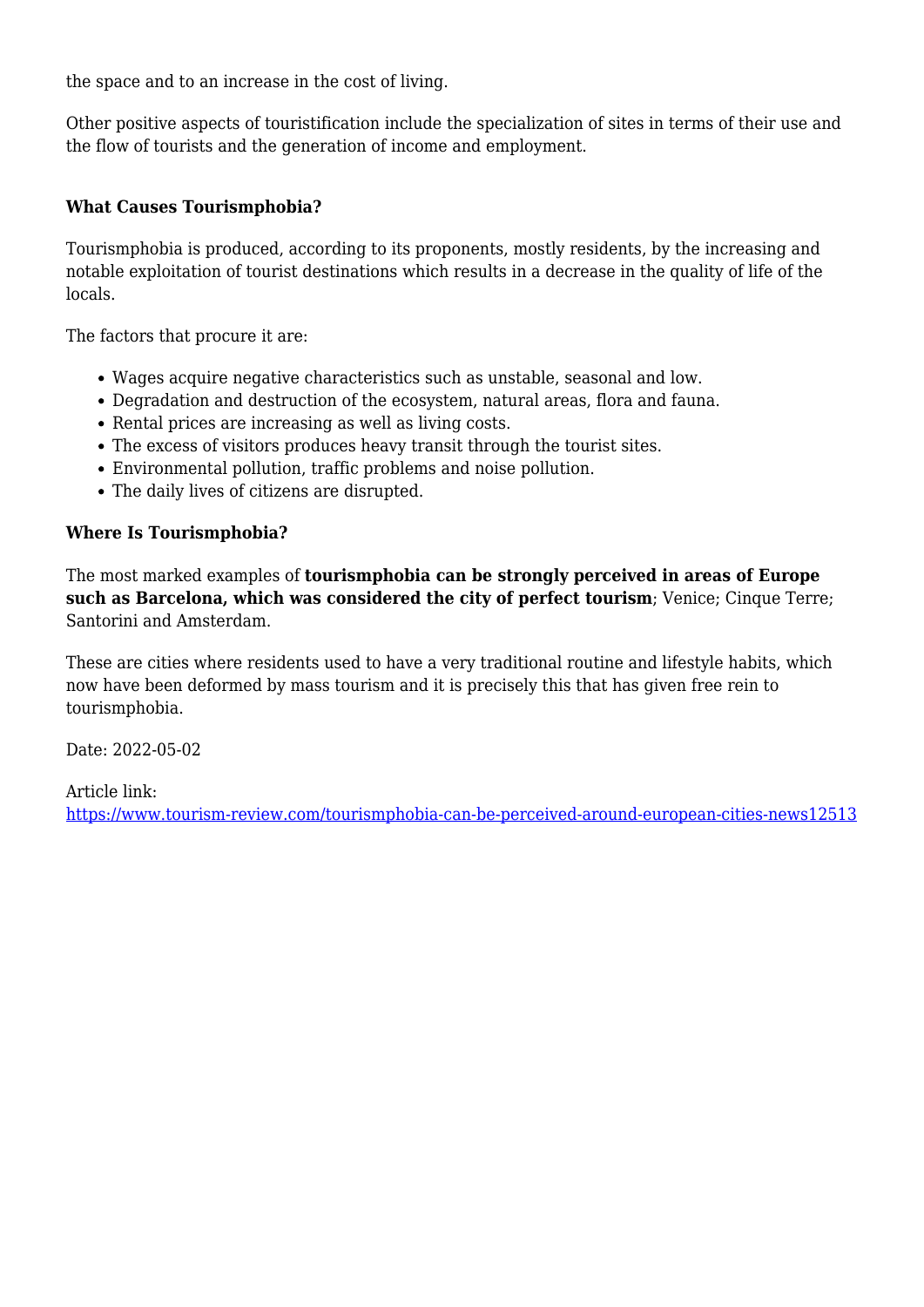the space and to an increase in the cost of living.

Other positive aspects of touristification include the specialization of sites in terms of their use and the flow of tourists and the generation of income and employment.

**What Causes Tourismphobia?**

Tourismphobia is produced, according to its proponents, mostly residents, by the increasing and notable exploitation of tourist destinations which results in a decrease in the quality of life of the locals.

The factors that procure it are:

- Wages acquire negative characteristics such as unstable, seasonal and low.
- Degradation and destruction of the ecosystem, natural areas, flora and fauna.
- Rental prices are increasing as well as living costs.
- The excess of visitors produces heavy transit through the tourist sites.
- Environmental pollution, traffic problems and noise pollution.
- The daily lives of citizens are disrupted.

**Where Is Tourismphobia?**

The most marked examples of **tourismphobia can be strongly perceived in areas of Europe such as Barcelona, which was considered the city of perfect tourism**; Venice; Cinque Terre; Santorini and Amsterdam.

These are cities where residents used to have a very traditional routine and lifestyle habits, which now have been deformed by mass tourism and it is precisely this that has given free rein to tourismphobia.

Date: 2022-05-02

Article link:
https://www.tourism-review.com/tourismphobia-can-be-perceived-around-european-cities-news12513